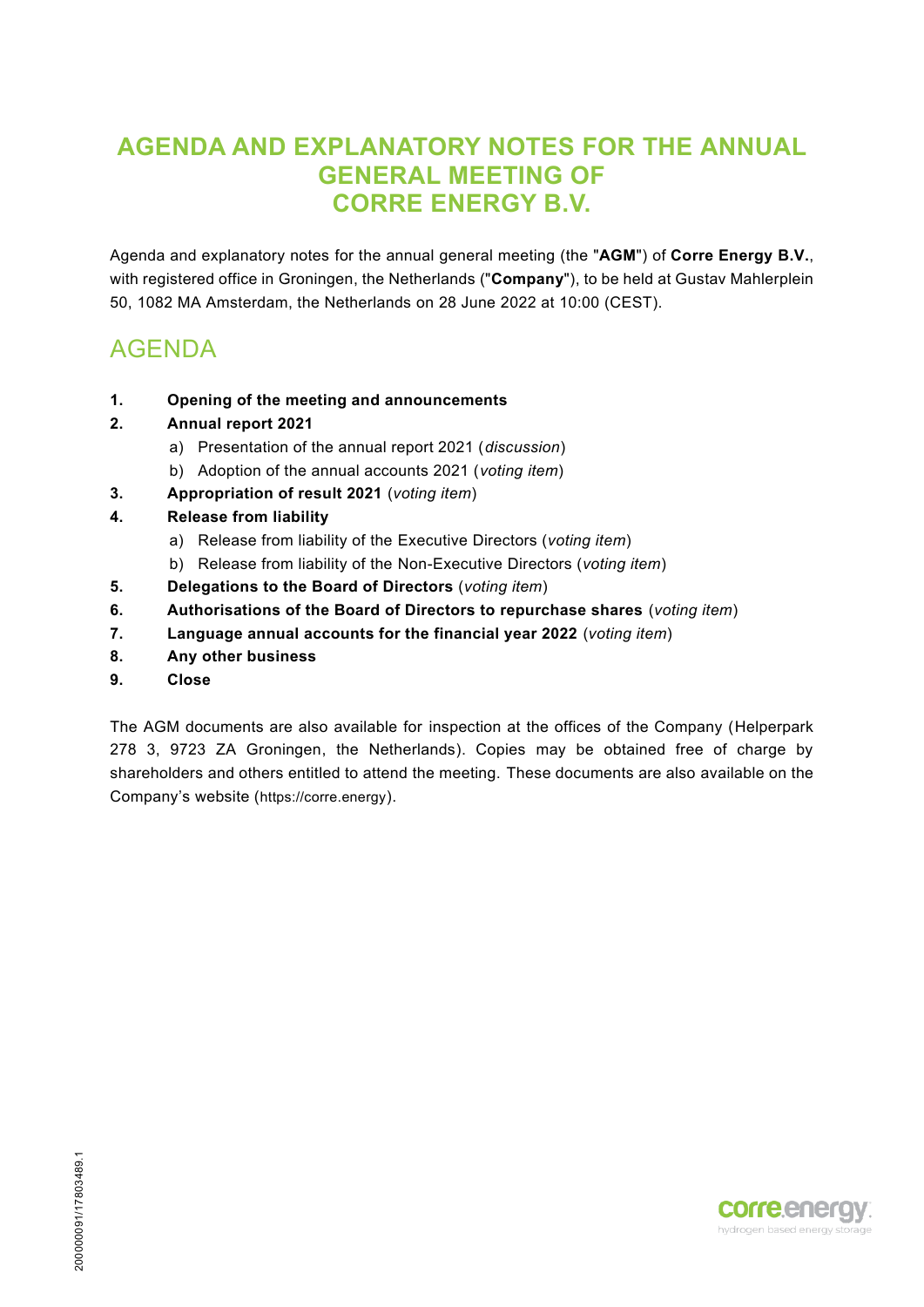# AGENDA AND EXPLANATORY NOTES FOR THE ANNUAL GENERAL MEETING OF CORRE ENERGY B.V.

Agenda and explanatory notes for the annual general meeting (the "**AGM**") of **Corre Energy B.V.**, with registered office in Groningen, the Netherlands ("**Company**"), to be held at Gustav Mahlerplein 50, 1082 MA Amsterdam, the Netherlands on 28 June 2022 at 10:00 (CEST).

## AGENDA

1. **Opening of the meeting and announcements**
2. **Annual report 2021**
   a) Presentation of the annual report 2021 (*discussion*)
   b) Adoption of the annual accounts 2021 (*voting item*)
3. **Appropriation of result 2021** (*voting item*)
4. **Release from liability**
   a) Release from liability of the Executive Directors (*voting item*)
   b) Release from liability of the Non-Executive Directors (*voting item*)
5. **Delegations to the Board of Directors** (*voting item*)
6. **Authorisations of the Board of Directors to repurchase shares** (*voting item*)
7. **Language annual accounts for the financial year 2022** (*voting item*)
8. **Any other business**
9. **Close**

The AGM documents are also available for inspection at the offices of the Company (Helperpark 278 3, 9723 ZA Groningen, the Netherlands). Copies may be obtained free of charge by shareholders and others entitled to attend the meeting. These documents are also available on the Company's website (https://corre.energy).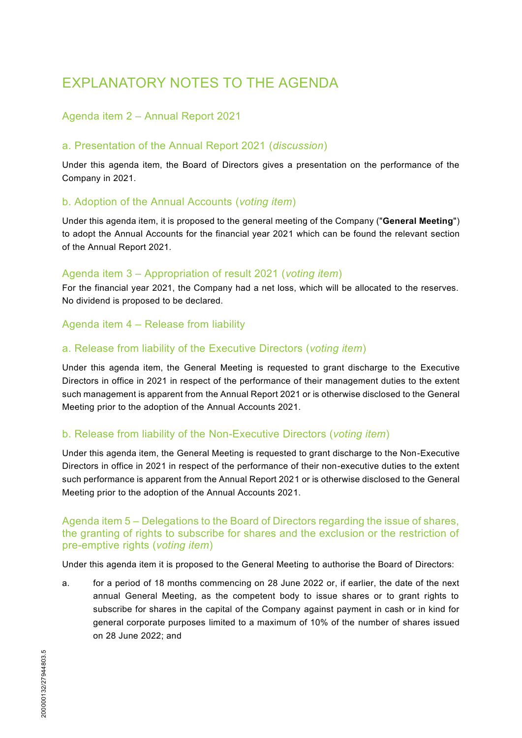# EXPLANATORY NOTES TO THE AGENDA

## Agenda item 2 – Annual Report 2021

### a. Presentation of the Annual Report 2021 (*discussion*)

Under this agenda item, the Board of Directors gives a presentation on the performance of the Company in 2021.

### b. Adoption of the Annual Accounts (*voting item*)

Under this agenda item, it is proposed to the general meeting of the Company ("**General Meeting**") to adopt the Annual Accounts for the financial year 2021 which can be found the relevant section of the Annual Report 2021.

## Agenda item 3 – Appropriation of result 2021 (*voting item*)

For the financial year 2021, the Company had a net loss, which will be allocated to the reserves. No dividend is proposed to be declared.

## Agenda item 4 – Release from liability

### a. Release from liability of the Executive Directors (*voting item*)

Under this agenda item, the General Meeting is requested to grant discharge to the Executive Directors in office in 2021 in respect of the performance of their management duties to the extent such management is apparent from the Annual Report 2021 or is otherwise disclosed to the General Meeting prior to the adoption of the Annual Accounts 2021.

### b. Release from liability of the Non-Executive Directors (*voting item*)

Under this agenda item, the General Meeting is requested to grant discharge to the Non-Executive Directors in office in 2021 in respect of the performance of their non-executive duties to the extent such performance is apparent from the Annual Report 2021 or is otherwise disclosed to the General Meeting prior to the adoption of the Annual Accounts 2021.

## Agenda item 5 – Delegations to the Board of Directors regarding the issue of shares, the granting of rights to subscribe for shares and the exclusion or the restriction of pre-emptive rights (*voting item*)

Under this agenda item it is proposed to the General Meeting to authorise the Board of Directors:

a. for a period of 18 months commencing on 28 June 2022 or, if earlier, the date of the next annual General Meeting, as the competent body to issue shares or to grant rights to subscribe for shares in the capital of the Company against payment in cash or in kind for general corporate purposes limited to a maximum of 10% of the number of shares issued on 28 June 2022; and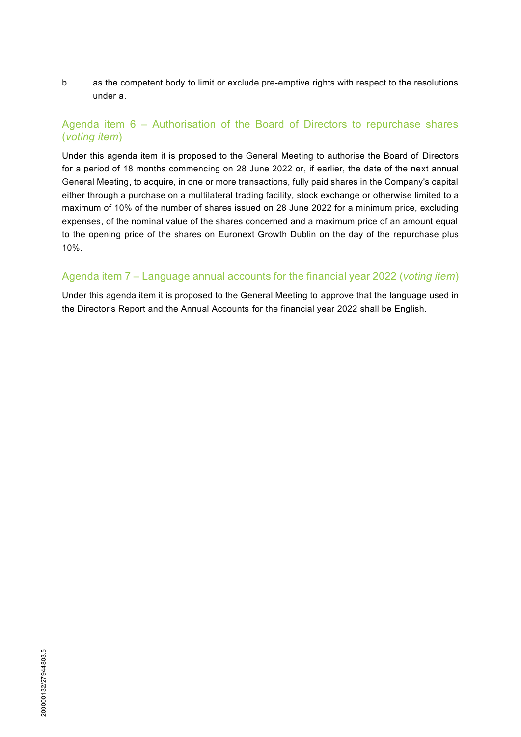b. as the competent body to limit or exclude pre-emptive rights with respect to the resolutions under a.

## Agenda item 6 – Authorisation of the Board of Directors to repurchase shares (*voting item*)

Under this agenda item it is proposed to the General Meeting to authorise the Board of Directors for a period of 18 months commencing on 28 June 2022 or, if earlier, the date of the next annual General Meeting, to acquire, in one or more transactions, fully paid shares in the Company's capital either through a purchase on a multilateral trading facility, stock exchange or otherwise limited to a maximum of 10% of the number of shares issued on 28 June 2022 for a minimum price, excluding expenses, of the nominal value of the shares concerned and a maximum price of an amount equal to the opening price of the shares on Euronext Growth Dublin on the day of the repurchase plus 10%.

## Agenda item 7 – Language annual accounts for the financial year 2022 (*voting item*)

Under this agenda item it is proposed to the General Meeting to approve that the language used in the Director's Report and the Annual Accounts for the financial year 2022 shall be English.